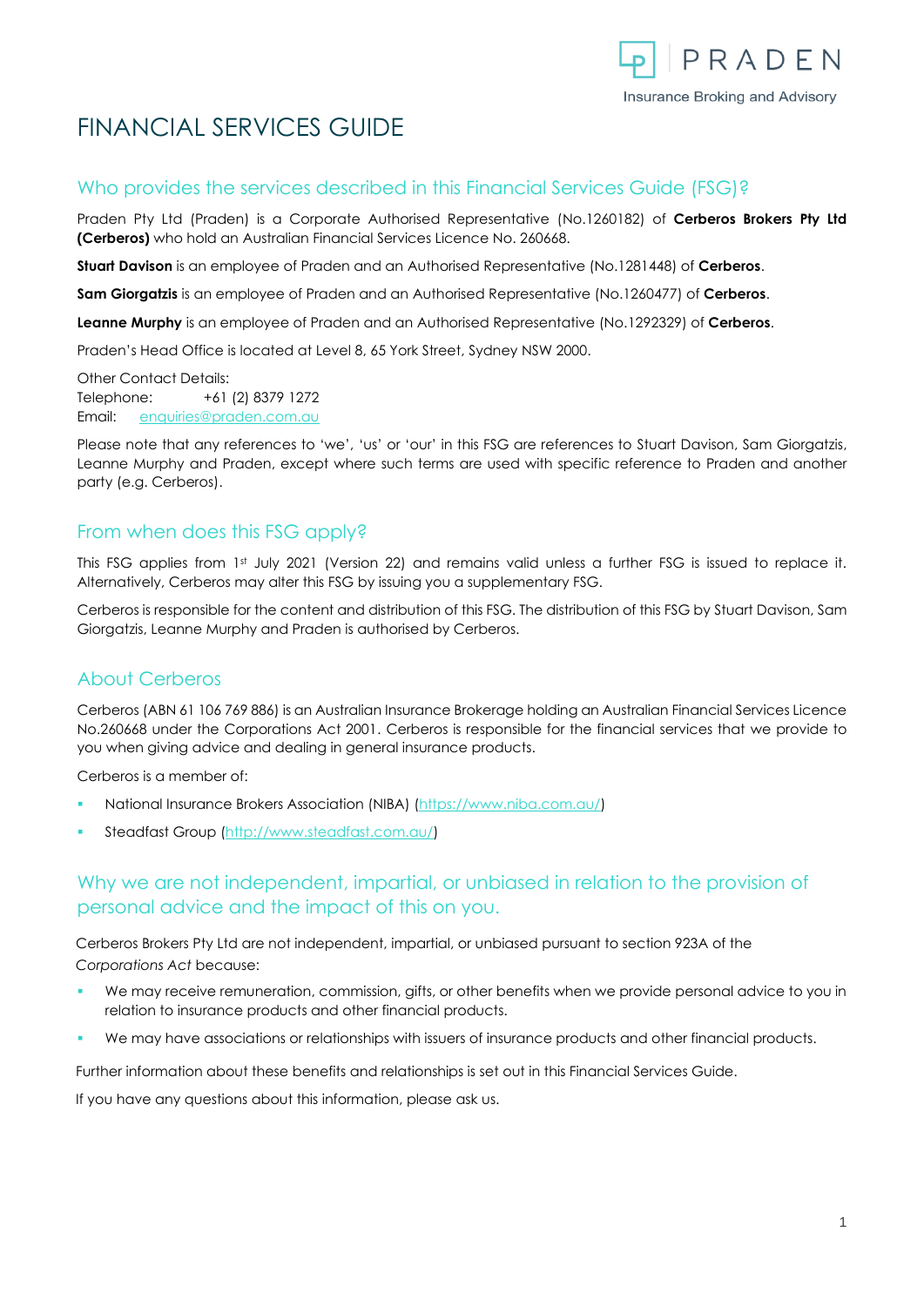# FINANCIAL SERVICES GUIDE

## Who provides the services described in this Financial Services Guide (FSG)?

Praden Pty Ltd (Praden) is a Corporate Authorised Representative (No.1260182) of **Cerberos Brokers Pty Ltd (Cerberos)** who hold an Australian Financial Services Licence No. 260668.

**Stuart Davison** is an employee of Praden and an Authorised Representative (No.1281448) of **Cerberos**.

**Sam Giorgatzis** is an employee of Praden and an Authorised Representative (No.1260477) of **Cerberos**.

**Leanne Murphy** is an employee of Praden and an Authorised Representative (No.1292329) of **Cerberos**.

Praden's Head Office is located at Level 8, 65 York Street, Sydney NSW 2000.

Other Contact Details:
Telephone: +61 (2) 8379 1272
Email: enquiries@praden.com.au

Please note that any references to 'we', 'us' or 'our' in this FSG are references to Stuart Davison, Sam Giorgatzis, Leanne Murphy and Praden, except where such terms are used with specific reference to Praden and another party (e.g. Cerberos).

## From when does this FSG apply?

This FSG applies from 1st July 2021 (Version 22) and remains valid unless a further FSG is issued to replace it. Alternatively, Cerberos may alter this FSG by issuing you a supplementary FSG.

Cerberos is responsible for the content and distribution of this FSG. The distribution of this FSG by Stuart Davison, Sam Giorgatzis, Leanne Murphy and Praden is authorised by Cerberos.

## About Cerberos

Cerberos (ABN 61 106 769 886) is an Australian Insurance Brokerage holding an Australian Financial Services Licence No.260668 under the Corporations Act 2001. Cerberos is responsible for the financial services that we provide to you when giving advice and dealing in general insurance products.

Cerberos is a member of:

- National Insurance Brokers Association (NIBA) (https://www.niba.com.au/)
- Steadfast Group (http://www.steadfast.com.au/)

## Why we are not independent, impartial, or unbiased in relation to the provision of personal advice and the impact of this on you.

Cerberos Brokers Pty Ltd are not independent, impartial, or unbiased pursuant to section 923A of the *Corporations Act* because:

- We may receive remuneration, commission, gifts, or other benefits when we provide personal advice to you in relation to insurance products and other financial products.
- We may have associations or relationships with issuers of insurance products and other financial products.

Further information about these benefits and relationships is set out in this Financial Services Guide.

If you have any questions about this information, please ask us.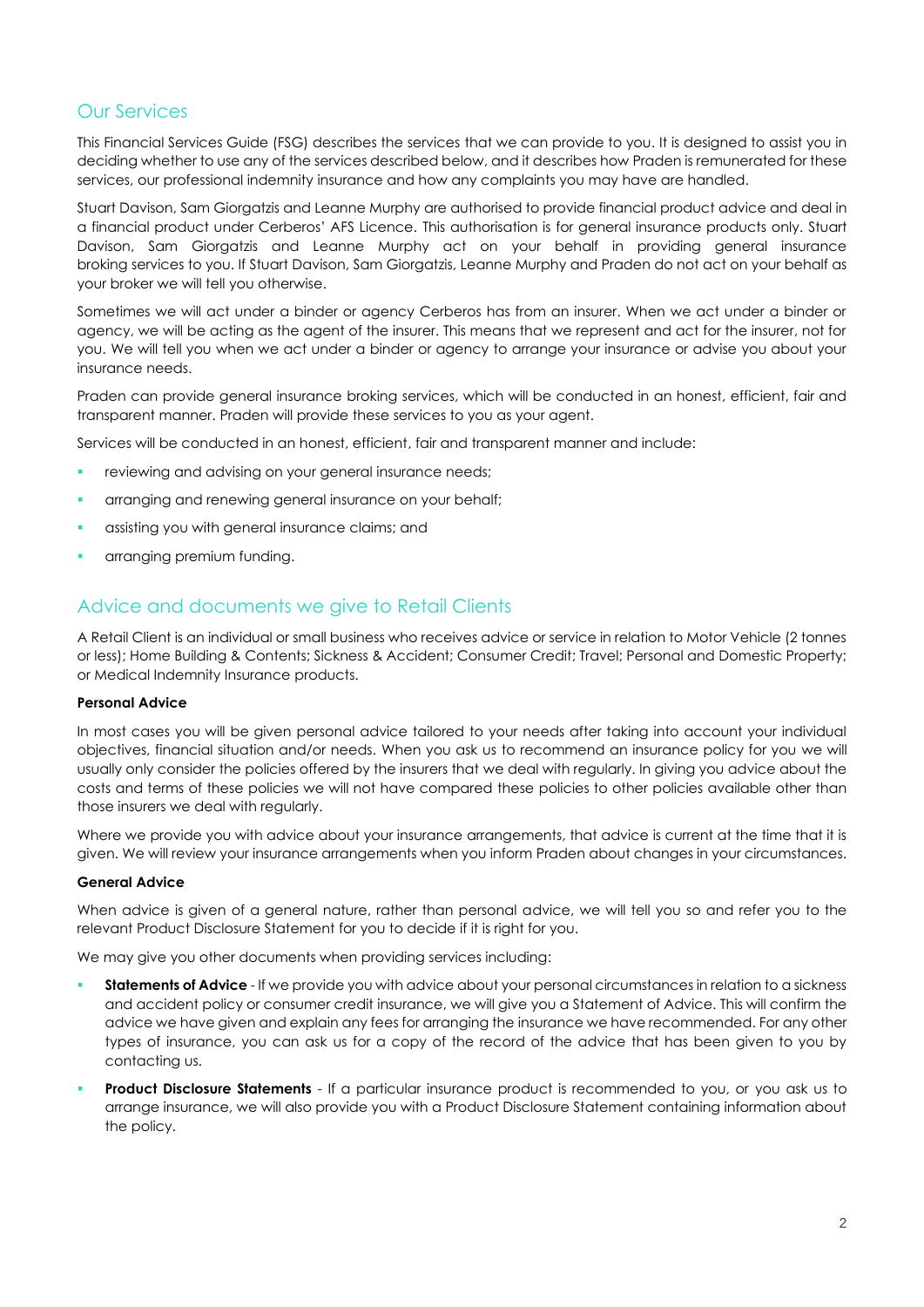## Our Services

This Financial Services Guide (FSG) describes the services that we can provide to you. It is designed to assist you in deciding whether to use any of the services described below, and it describes how Praden is remunerated for these services, our professional indemnity insurance and how any complaints you may have are handled.

Stuart Davison, Sam Giorgatzis and Leanne Murphy are authorised to provide financial product advice and deal in a financial product under Cerberos' AFS Licence. This authorisation is for general insurance products only. Stuart Davison, Sam Giorgatzis and Leanne Murphy act on your behalf in providing general insurance broking services to you. If Stuart Davison, Sam Giorgatzis, Leanne Murphy and Praden do not act on your behalf as your broker we will tell you otherwise.

Sometimes we will act under a binder or agency Cerberos has from an insurer. When we act under a binder or agency, we will be acting as the agent of the insurer. This means that we represent and act for the insurer, not for you. We will tell you when we act under a binder or agency to arrange your insurance or advise you about your insurance needs.

Praden can provide general insurance broking services, which will be conducted in an honest, efficient, fair and transparent manner. Praden will provide these services to you as your agent.

Services will be conducted in an honest, efficient, fair and transparent manner and include:

- reviewing and advising on your general insurance needs;
- arranging and renewing general insurance on your behalf;
- assisting you with general insurance claims; and
- arranging premium funding.

## Advice and documents we give to Retail Clients

A Retail Client is an individual or small business who receives advice or service in relation to Motor Vehicle (2 tonnes or less); Home Building & Contents; Sickness & Accident; Consumer Credit; Travel; Personal and Domestic Property; or Medical Indemnity Insurance products.

**Personal Advice**

In most cases you will be given personal advice tailored to your needs after taking into account your individual objectives, financial situation and/or needs. When you ask us to recommend an insurance policy for you we will usually only consider the policies offered by the insurers that we deal with regularly. In giving you advice about the costs and terms of these policies we will not have compared these policies to other policies available other than those insurers we deal with regularly.

Where we provide you with advice about your insurance arrangements, that advice is current at the time that it is given. We will review your insurance arrangements when you inform Praden about changes in your circumstances.

**General Advice**

When advice is given of a general nature, rather than personal advice, we will tell you so and refer you to the relevant Product Disclosure Statement for you to decide if it is right for you.

We may give you other documents when providing services including:

- **Statements of Advice** - If we provide you with advice about your personal circumstances in relation to a sickness and accident policy or consumer credit insurance, we will give you a Statement of Advice. This will confirm the advice we have given and explain any fees for arranging the insurance we have recommended. For any other types of insurance, you can ask us for a copy of the record of the advice that has been given to you by contacting us.
- **Product Disclosure Statements** - If a particular insurance product is recommended to you, or you ask us to arrange insurance, we will also provide you with a Product Disclosure Statement containing information about the policy.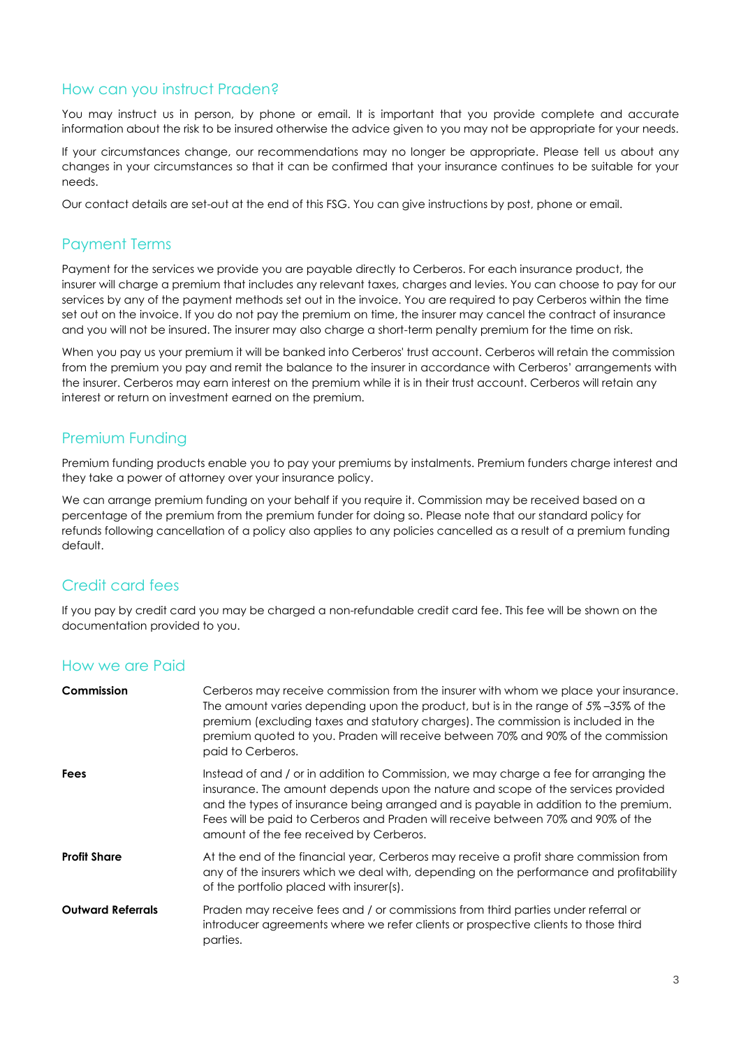## How can you instruct Praden?

You may instruct us in person, by phone or email. It is important that you provide complete and accurate information about the risk to be insured otherwise the advice given to you may not be appropriate for your needs.

If your circumstances change, our recommendations may no longer be appropriate. Please tell us about any changes in your circumstances so that it can be confirmed that your insurance continues to be suitable for your needs.

Our contact details are set-out at the end of this FSG. You can give instructions by post, phone or email.

## Payment Terms

Payment for the services we provide you are payable directly to Cerberos. For each insurance product, the insurer will charge a premium that includes any relevant taxes, charges and levies. You can choose to pay for our services by any of the payment methods set out in the invoice. You are required to pay Cerberos within the time set out on the invoice. If you do not pay the premium on time, the insurer may cancel the contract of insurance and you will not be insured. The insurer may also charge a short-term penalty premium for the time on risk.

When you pay us your premium it will be banked into Cerberos' trust account. Cerberos will retain the commission from the premium you pay and remit the balance to the insurer in accordance with Cerberos' arrangements with the insurer. Cerberos may earn interest on the premium while it is in their trust account. Cerberos will retain any interest or return on investment earned on the premium.

## Premium Funding

Premium funding products enable you to pay your premiums by instalments. Premium funders charge interest and they take a power of attorney over your insurance policy.

We can arrange premium funding on your behalf if you require it. Commission may be received based on a percentage of the premium from the premium funder for doing so. Please note that our standard policy for refunds following cancellation of a policy also applies to any policies cancelled as a result of a premium funding default.

## Credit card fees

If you pay by credit card you may be charged a non-refundable credit card fee. This fee will be shown on the documentation provided to you.

## How we are Paid

| | |
|---|---|
| **Commission** | Cerberos may receive commission from the insurer with whom we place your insurance. The amount varies depending upon the product, but is in the range of *5% –35%* of the premium (excluding taxes and statutory charges). The commission is included in the premium quoted to you. Praden will receive between 70% and 90% of the commission paid to Cerberos. |
| **Fees** | Instead of and / or in addition to Commission, we may charge a fee for arranging the insurance. The amount depends upon the nature and scope of the services provided and the types of insurance being arranged and is payable in addition to the premium. Fees will be paid to Cerberos and Praden will receive between 70% and 90% of the amount of the fee received by Cerberos. |
| **Profit Share** | At the end of the financial year, Cerberos may receive a profit share commission from any of the insurers which we deal with, depending on the performance and profitability of the portfolio placed with insurer(s). |
| **Outward Referrals** | Praden may receive fees and / or commissions from third parties under referral or introducer agreements where we refer clients or prospective clients to those third parties. |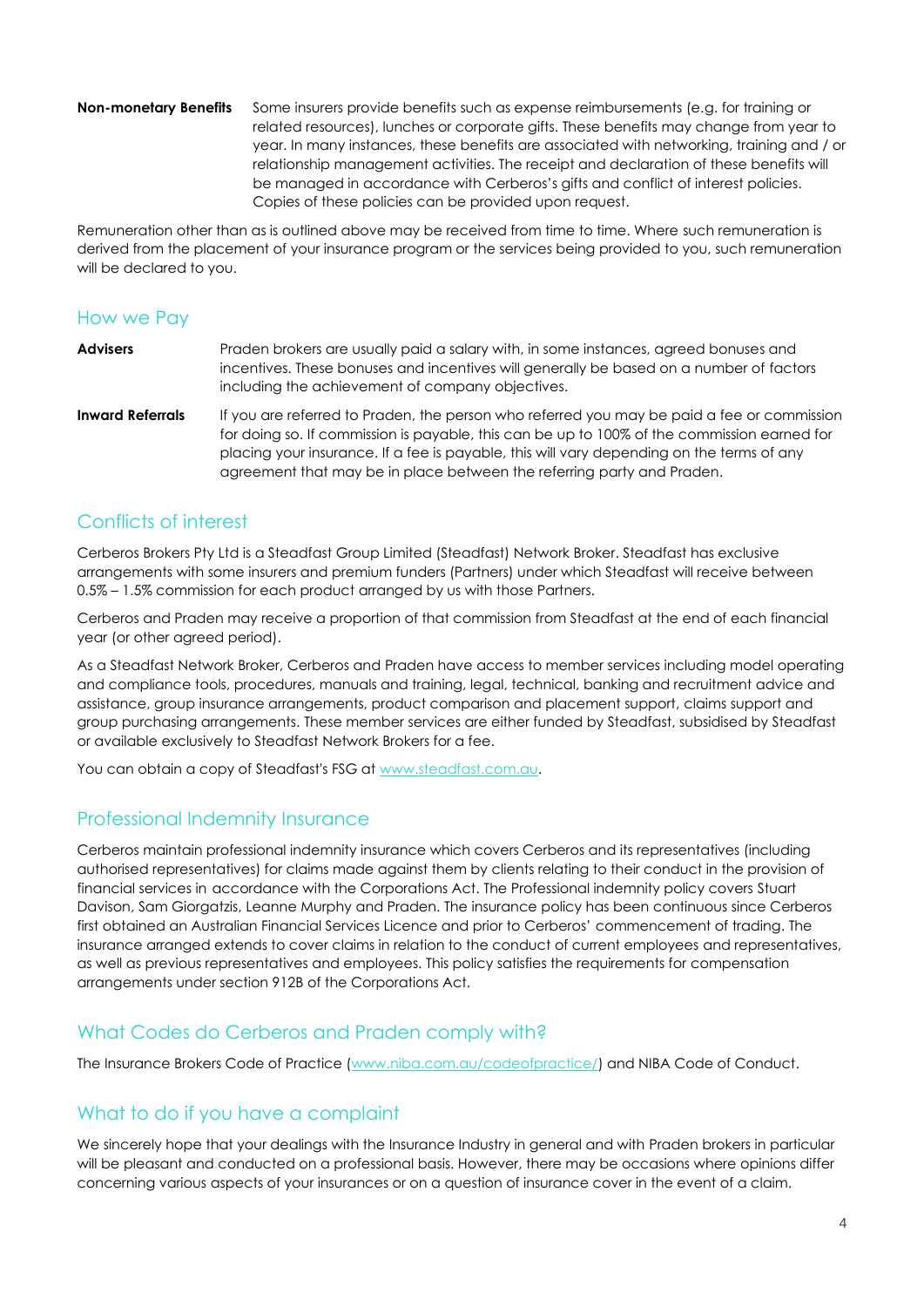**Non-monetary Benefits** Some insurers provide benefits such as expense reimbursements (e.g. for training or related resources), lunches or corporate gifts. These benefits may change from year to year. In many instances, these benefits are associated with networking, training and / or relationship management activities. The receipt and declaration of these benefits will be managed in accordance with Cerberos's gifts and conflict of interest policies. Copies of these policies can be provided upon request.

Remuneration other than as is outlined above may be received from time to time. Where such remuneration is derived from the placement of your insurance program or the services being provided to you, such remuneration will be declared to you.

## How we Pay

**Advisers** Praden brokers are usually paid a salary with, in some instances, agreed bonuses and incentives. These bonuses and incentives will generally be based on a number of factors including the achievement of company objectives.

**Inward Referrals** If you are referred to Praden, the person who referred you may be paid a fee or commission for doing so. If commission is payable, this can be up to 100% of the commission earned for placing your insurance. If a fee is payable, this will vary depending on the terms of any agreement that may be in place between the referring party and Praden.

## Conflicts of interest

Cerberos Brokers Pty Ltd is a Steadfast Group Limited (Steadfast) Network Broker. Steadfast has exclusive arrangements with some insurers and premium funders (Partners) under which Steadfast will receive between 0.5% – 1.5% commission for each product arranged by us with those Partners.

Cerberos and Praden may receive a proportion of that commission from Steadfast at the end of each financial year (or other agreed period).

As a Steadfast Network Broker, Cerberos and Praden have access to member services including model operating and compliance tools, procedures, manuals and training, legal, technical, banking and recruitment advice and assistance, group insurance arrangements, product comparison and placement support, claims support and group purchasing arrangements. These member services are either funded by Steadfast, subsidised by Steadfast or available exclusively to Steadfast Network Brokers for a fee.

You can obtain a copy of Steadfast's FSG at www.steadfast.com.au.

## Professional Indemnity Insurance

Cerberos maintain professional indemnity insurance which covers Cerberos and its representatives (including authorised representatives) for claims made against them by clients relating to their conduct in the provision of financial services in accordance with the Corporations Act. The Professional indemnity policy covers Stuart Davison, Sam Giorgatzis, Leanne Murphy and Praden. The insurance policy has been continuous since Cerberos first obtained an Australian Financial Services Licence and prior to Cerberos' commencement of trading. The insurance arranged extends to cover claims in relation to the conduct of current employees and representatives, as well as previous representatives and employees. This policy satisfies the requirements for compensation arrangements under section 912B of the Corporations Act.

## What Codes do Cerberos and Praden comply with?

The Insurance Brokers Code of Practice (www.niba.com.au/codeofpractice/) and NIBA Code of Conduct.

## What to do if you have a complaint

We sincerely hope that your dealings with the Insurance Industry in general and with Praden brokers in particular will be pleasant and conducted on a professional basis. However, there may be occasions where opinions differ concerning various aspects of your insurances or on a question of insurance cover in the event of a claim.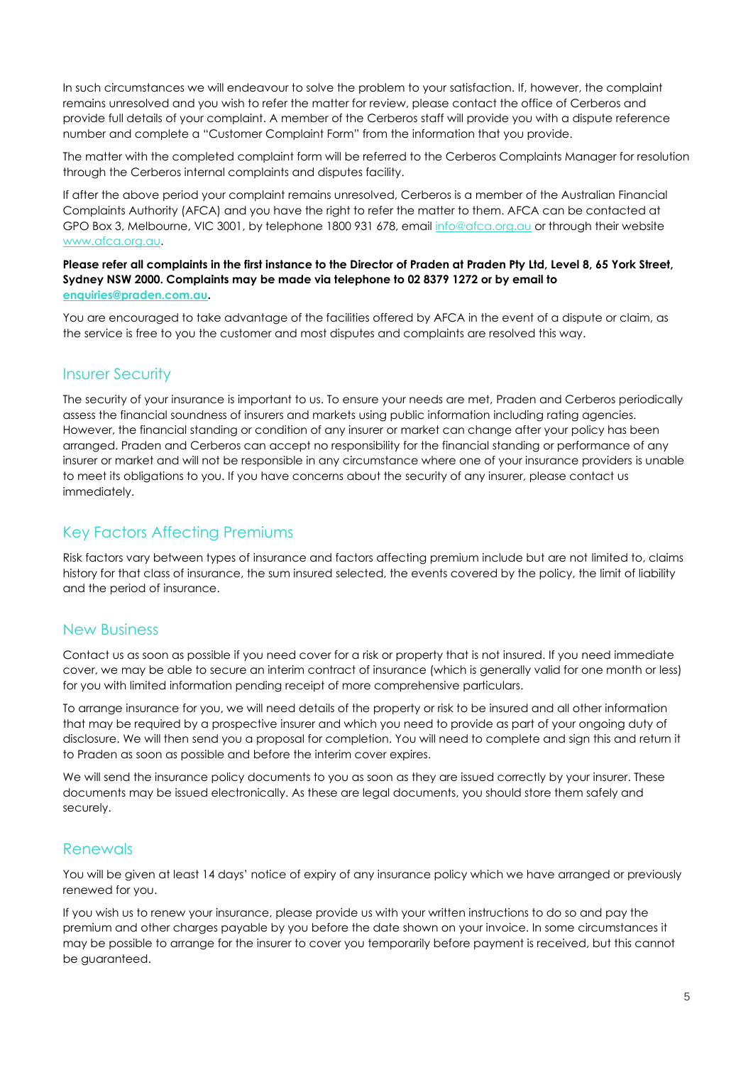In such circumstances we will endeavour to solve the problem to your satisfaction. If, however, the complaint remains unresolved and you wish to refer the matter for review, please contact the office of Cerberos and provide full details of your complaint. A member of the Cerberos staff will provide you with a dispute reference number and complete a "Customer Complaint Form" from the information that you provide.

The matter with the completed complaint form will be referred to the Cerberos Complaints Manager for resolution through the Cerberos internal complaints and disputes facility.

If after the above period your complaint remains unresolved, Cerberos is a member of the Australian Financial Complaints Authority (AFCA) and you have the right to refer the matter to them. AFCA can be contacted at GPO Box 3, Melbourne, VIC 3001, by telephone 1800 931 678, email [info@afca.org.au](mailto:info@afca.org.au) or through their website [www.afca.org.au](http://www.afca.org.au).

**Please refer all complaints in the first instance to the Director of Praden at Praden Pty Ltd, Level 8, 65 York Street, Sydney NSW 2000. Complaints may be made via telephone to 02 8379 1272 or by email to [enquiries@praden.com.au](mailto:enquiries@praden.com.au).**

You are encouraged to take advantage of the facilities offered by AFCA in the event of a dispute or claim, as the service is free to you the customer and most disputes and complaints are resolved this way.

## Insurer Security

The security of your insurance is important to us. To ensure your needs are met, Praden and Cerberos periodically assess the financial soundness of insurers and markets using public information including rating agencies. However, the financial standing or condition of any insurer or market can change after your policy has been arranged. Praden and Cerberos can accept no responsibility for the financial standing or performance of any insurer or market and will not be responsible in any circumstance where one of your insurance providers is unable to meet its obligations to you. If you have concerns about the security of any insurer, please contact us immediately.

## Key Factors Affecting Premiums

Risk factors vary between types of insurance and factors affecting premium include but are not limited to, claims history for that class of insurance, the sum insured selected, the events covered by the policy, the limit of liability and the period of insurance.

## New Business

Contact us as soon as possible if you need cover for a risk or property that is not insured. If you need immediate cover, we may be able to secure an interim contract of insurance (which is generally valid for one month or less) for you with limited information pending receipt of more comprehensive particulars.

To arrange insurance for you, we will need details of the property or risk to be insured and all other information that may be required by a prospective insurer and which you need to provide as part of your ongoing duty of disclosure. We will then send you a proposal for completion. You will need to complete and sign this and return it to Praden as soon as possible and before the interim cover expires.

We will send the insurance policy documents to you as soon as they are issued correctly by your insurer. These documents may be issued electronically. As these are legal documents, you should store them safely and securely.

## Renewals

You will be given at least 14 days' notice of expiry of any insurance policy which we have arranged or previously renewed for you.

If you wish us to renew your insurance, please provide us with your written instructions to do so and pay the premium and other charges payable by you before the date shown on your invoice. In some circumstances it may be possible to arrange for the insurer to cover you temporarily before payment is received, but this cannot be guaranteed.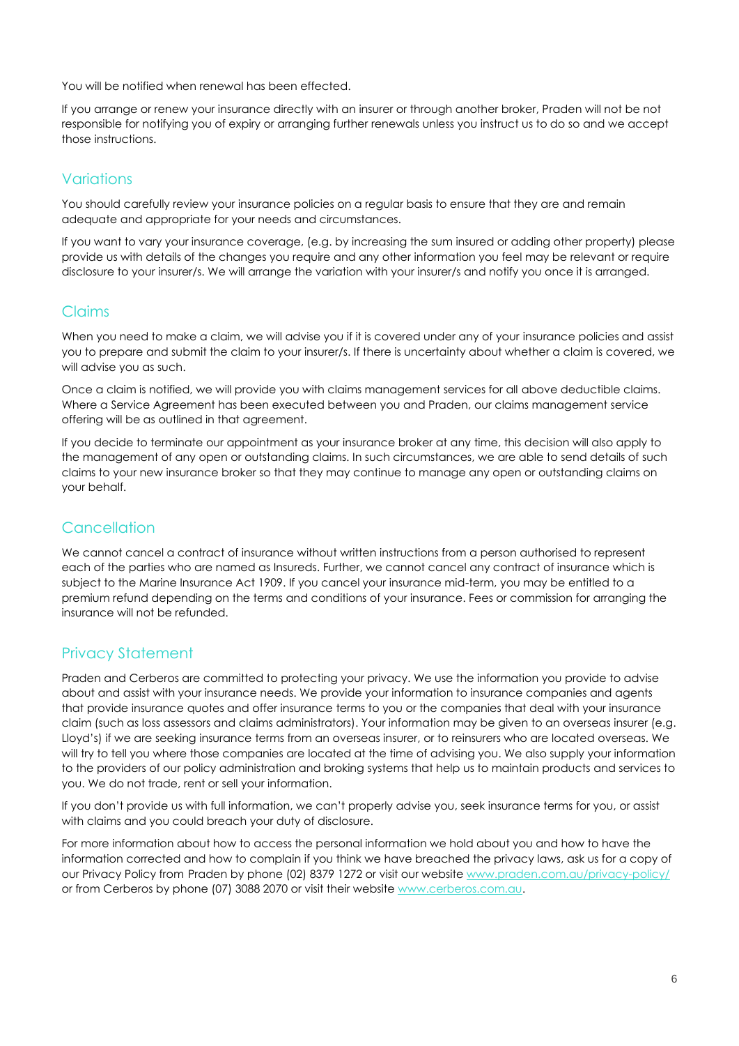You will be notified when renewal has been effected.

If you arrange or renew your insurance directly with an insurer or through another broker, Praden will not be not responsible for notifying you of expiry or arranging further renewals unless you instruct us to do so and we accept those instructions.

## Variations

You should carefully review your insurance policies on a regular basis to ensure that they are and remain adequate and appropriate for your needs and circumstances.

If you want to vary your insurance coverage, (e.g. by increasing the sum insured or adding other property) please provide us with details of the changes you require and any other information you feel may be relevant or require disclosure to your insurer/s. We will arrange the variation with your insurer/s and notify you once it is arranged.

## Claims

When you need to make a claim, we will advise you if it is covered under any of your insurance policies and assist you to prepare and submit the claim to your insurer/s. If there is uncertainty about whether a claim is covered, we will advise you as such.

Once a claim is notified, we will provide you with claims management services for all above deductible claims. Where a Service Agreement has been executed between you and Praden, our claims management service offering will be as outlined in that agreement.

If you decide to terminate our appointment as your insurance broker at any time, this decision will also apply to the management of any open or outstanding claims. In such circumstances, we are able to send details of such claims to your new insurance broker so that they may continue to manage any open or outstanding claims on your behalf.

## Cancellation

We cannot cancel a contract of insurance without written instructions from a person authorised to represent each of the parties who are named as Insureds. Further, we cannot cancel any contract of insurance which is subject to the Marine Insurance Act 1909. If you cancel your insurance mid-term, you may be entitled to a premium refund depending on the terms and conditions of your insurance. Fees or commission for arranging the insurance will not be refunded.

## Privacy Statement

Praden and Cerberos are committed to protecting your privacy. We use the information you provide to advise about and assist with your insurance needs. We provide your information to insurance companies and agents that provide insurance quotes and offer insurance terms to you or the companies that deal with your insurance claim (such as loss assessors and claims administrators). Your information may be given to an overseas insurer (e.g. Lloyd's) if we are seeking insurance terms from an overseas insurer, or to reinsurers who are located overseas. We will try to tell you where those companies are located at the time of advising you. We also supply your information to the providers of our policy administration and broking systems that help us to maintain products and services to you. We do not trade, rent or sell your information.

If you don't provide us with full information, we can't properly advise you, seek insurance terms for you, or assist with claims and you could breach your duty of disclosure.

For more information about how to access the personal information we hold about you and how to have the information corrected and how to complain if you think we have breached the privacy laws, ask us for a copy of our Privacy Policy from Praden by phone (02) 8379 1272 or visit our website [www.praden.com.au/privacy-policy/](http://www.praden.com.au/privacy-policy/) or from Cerberos by phone (07) 3088 2070 or visit their website [www.cerberos.com.au](http://www.cerberos.com.au).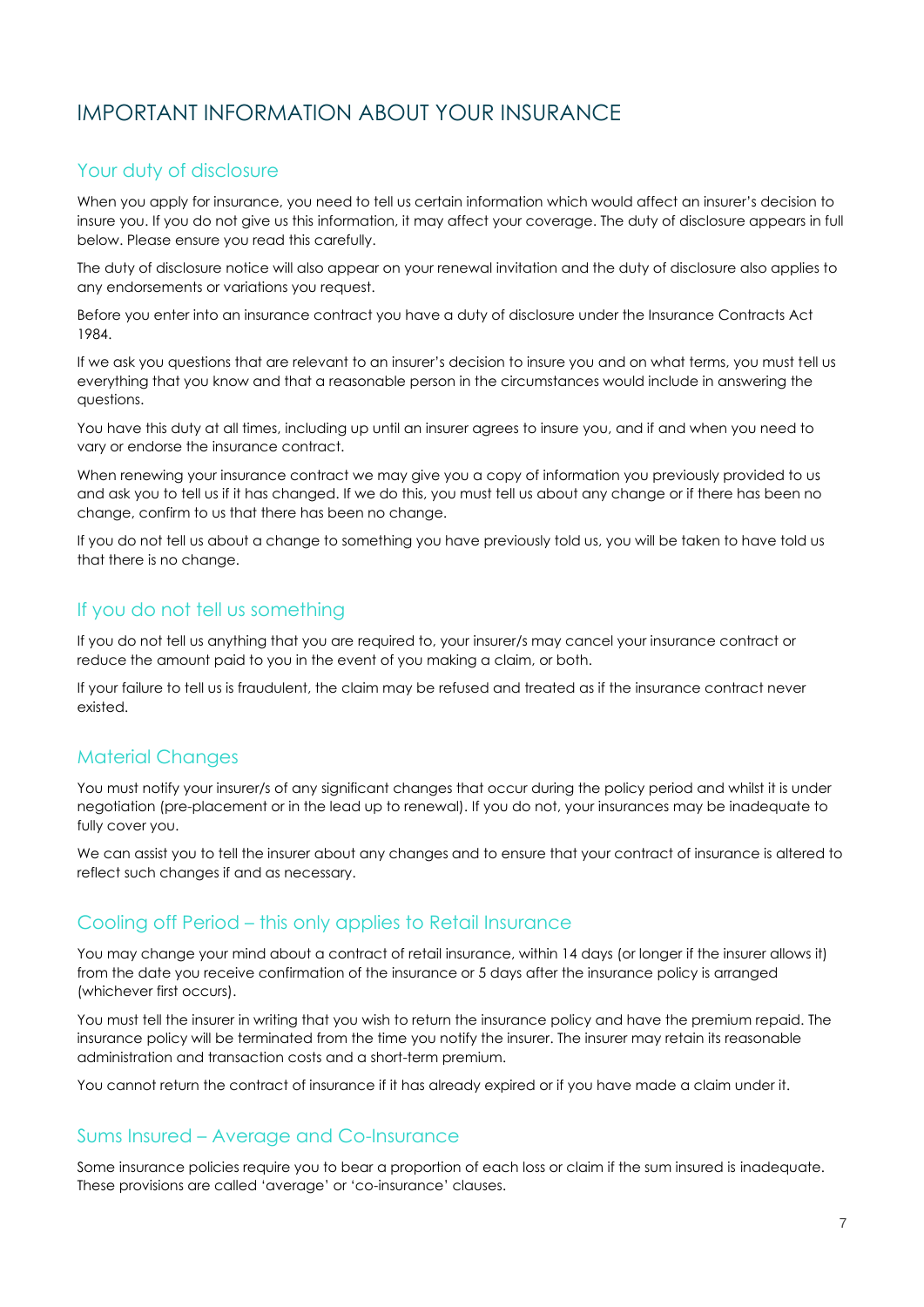# IMPORTANT INFORMATION ABOUT YOUR INSURANCE

## Your duty of disclosure

When you apply for insurance, you need to tell us certain information which would affect an insurer's decision to insure you. If you do not give us this information, it may affect your coverage. The duty of disclosure appears in full below. Please ensure you read this carefully.

The duty of disclosure notice will also appear on your renewal invitation and the duty of disclosure also applies to any endorsements or variations you request.

Before you enter into an insurance contract you have a duty of disclosure under the Insurance Contracts Act 1984.

If we ask you questions that are relevant to an insurer's decision to insure you and on what terms, you must tell us everything that you know and that a reasonable person in the circumstances would include in answering the questions.

You have this duty at all times, including up until an insurer agrees to insure you, and if and when you need to vary or endorse the insurance contract.

When renewing your insurance contract we may give you a copy of information you previously provided to us and ask you to tell us if it has changed. If we do this, you must tell us about any change or if there has been no change, confirm to us that there has been no change.

If you do not tell us about a change to something you have previously told us, you will be taken to have told us that there is no change.

## If you do not tell us something

If you do not tell us anything that you are required to, your insurer/s may cancel your insurance contract or reduce the amount paid to you in the event of you making a claim, or both.

If your failure to tell us is fraudulent, the claim may be refused and treated as if the insurance contract never existed.

## Material Changes

You must notify your insurer/s of any significant changes that occur during the policy period and whilst it is under negotiation (pre-placement or in the lead up to renewal). If you do not, your insurances may be inadequate to fully cover you.

We can assist you to tell the insurer about any changes and to ensure that your contract of insurance is altered to reflect such changes if and as necessary.

## Cooling off Period – this only applies to Retail Insurance

You may change your mind about a contract of retail insurance, within 14 days (or longer if the insurer allows it) from the date you receive confirmation of the insurance or 5 days after the insurance policy is arranged (whichever first occurs).

You must tell the insurer in writing that you wish to return the insurance policy and have the premium repaid. The insurance policy will be terminated from the time you notify the insurer. The insurer may retain its reasonable administration and transaction costs and a short-term premium.

You cannot return the contract of insurance if it has already expired or if you have made a claim under it.

## Sums Insured – Average and Co-Insurance

Some insurance policies require you to bear a proportion of each loss or claim if the sum insured is inadequate. These provisions are called 'average' or 'co-insurance' clauses.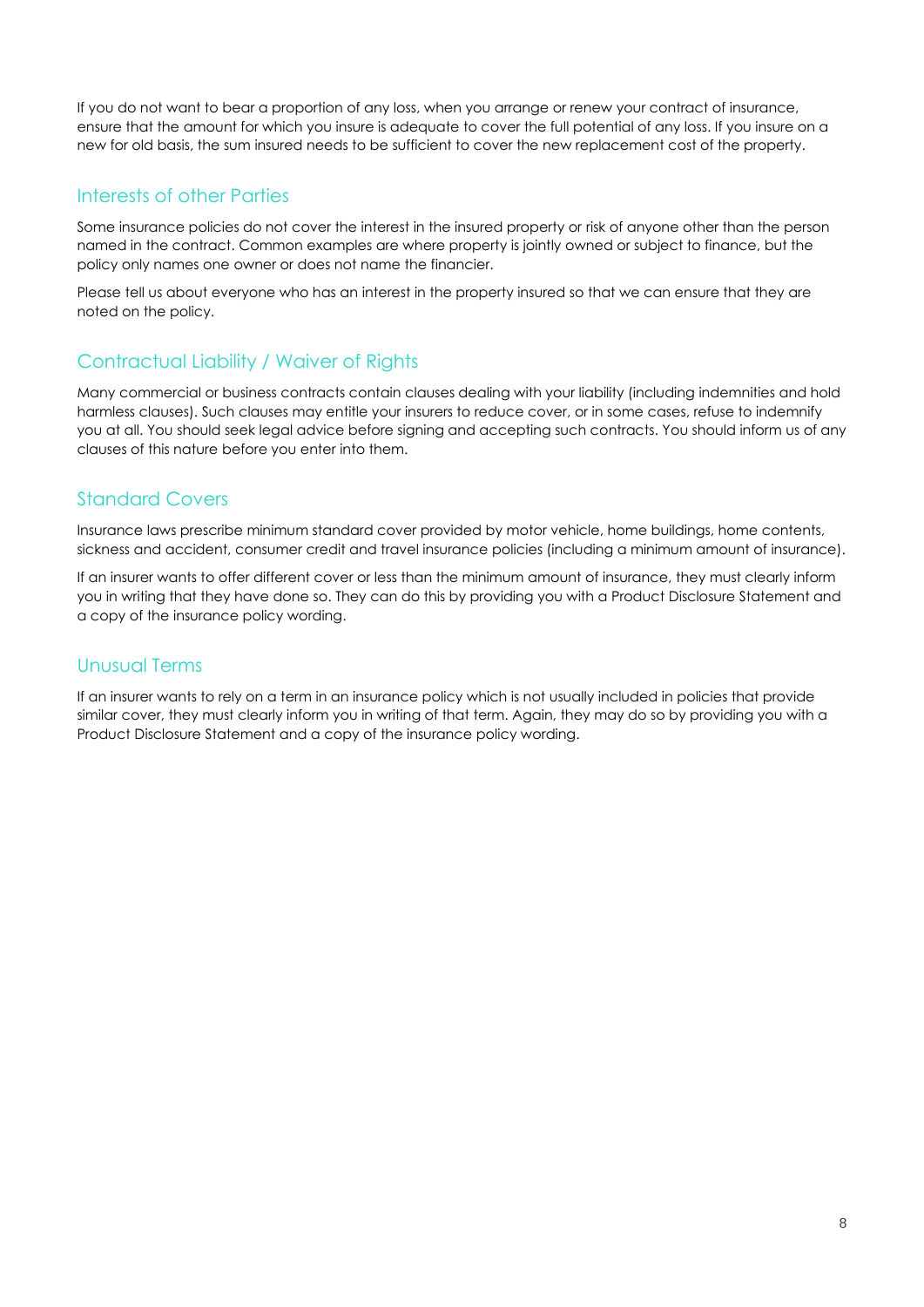If you do not want to bear a proportion of any loss, when you arrange or renew your contract of insurance, ensure that the amount for which you insure is adequate to cover the full potential of any loss. If you insure on a new for old basis, the sum insured needs to be sufficient to cover the new replacement cost of the property.

## Interests of other Parties

Some insurance policies do not cover the interest in the insured property or risk of anyone other than the person named in the contract. Common examples are where property is jointly owned or subject to finance, but the policy only names one owner or does not name the financier.

Please tell us about everyone who has an interest in the property insured so that we can ensure that they are noted on the policy.

## Contractual Liability / Waiver of Rights

Many commercial or business contracts contain clauses dealing with your liability (including indemnities and hold harmless clauses). Such clauses may entitle your insurers to reduce cover, or in some cases, refuse to indemnify you at all. You should seek legal advice before signing and accepting such contracts. You should inform us of any clauses of this nature before you enter into them.

## Standard Covers

Insurance laws prescribe minimum standard cover provided by motor vehicle, home buildings, home contents, sickness and accident, consumer credit and travel insurance policies (including a minimum amount of insurance).

If an insurer wants to offer different cover or less than the minimum amount of insurance, they must clearly inform you in writing that they have done so. They can do this by providing you with a Product Disclosure Statement and a copy of the insurance policy wording.

## Unusual Terms

If an insurer wants to rely on a term in an insurance policy which is not usually included in policies that provide similar cover, they must clearly inform you in writing of that term. Again, they may do so by providing you with a Product Disclosure Statement and a copy of the insurance policy wording.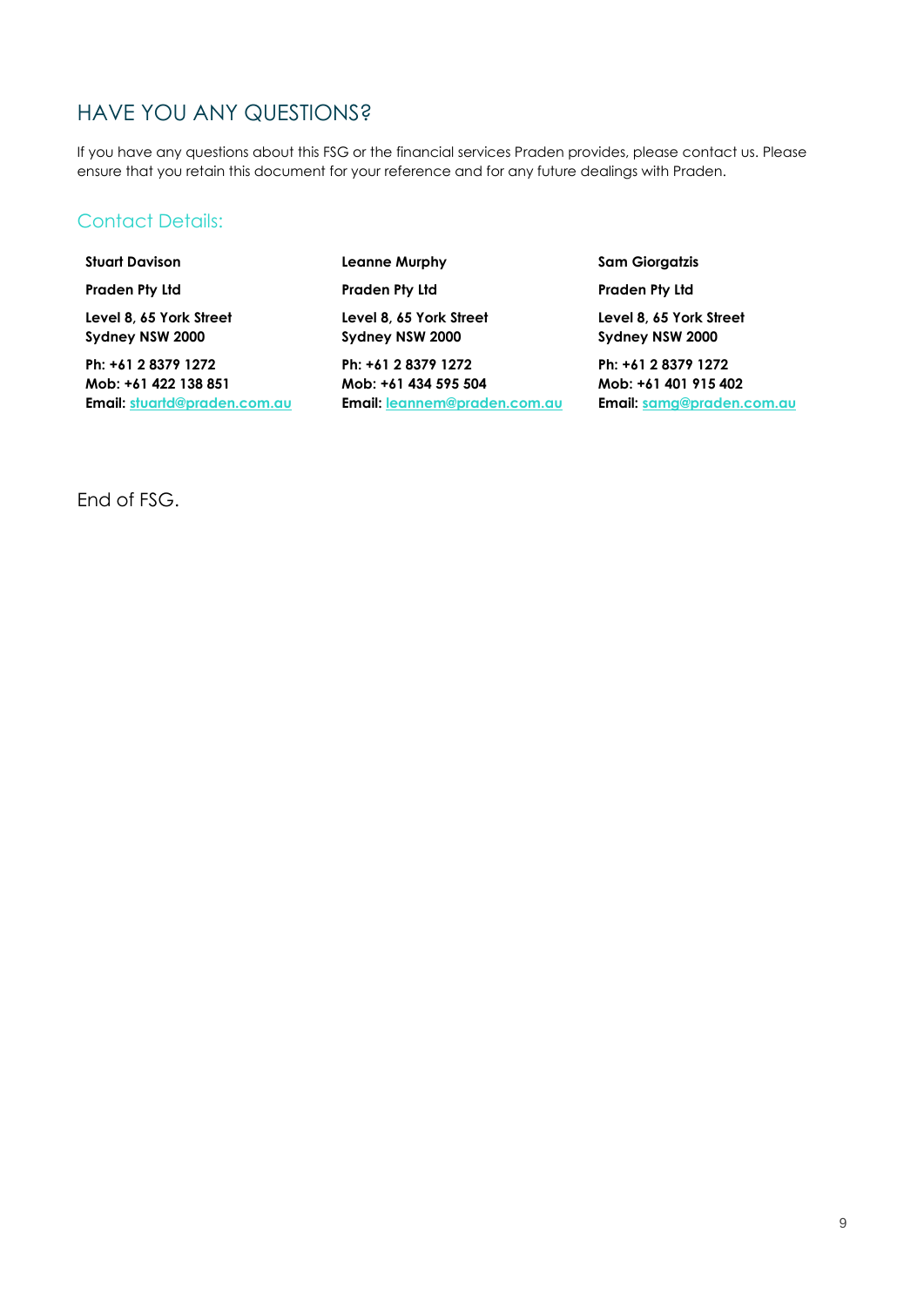# HAVE YOU ANY QUESTIONS?

If you have any questions about this FSG or the financial services Praden provides, please contact us. Please ensure that you retain this document for your reference and for any future dealings with Praden.

## Contact Details:

**Stuart Davison**

**Praden Pty Ltd**

**Level 8, 65 York Street**
**Sydney NSW 2000**

**Ph: +61 2 8379 1272**
**Mob: +61 422 138 851**
**Email: stuartd@praden.com.au**

**Leanne Murphy**

**Praden Pty Ltd**

**Level 8, 65 York Street**
**Sydney NSW 2000**

**Ph: +61 2 8379 1272**
**Mob: +61 434 595 504**
**Email: leannem@praden.com.au**

**Sam Giorgatzis**

**Praden Pty Ltd**

**Level 8, 65 York Street**
**Sydney NSW 2000**

**Ph: +61 2 8379 1272**
**Mob: +61 401 915 402**
**Email: samg@praden.com.au**

End of FSG.